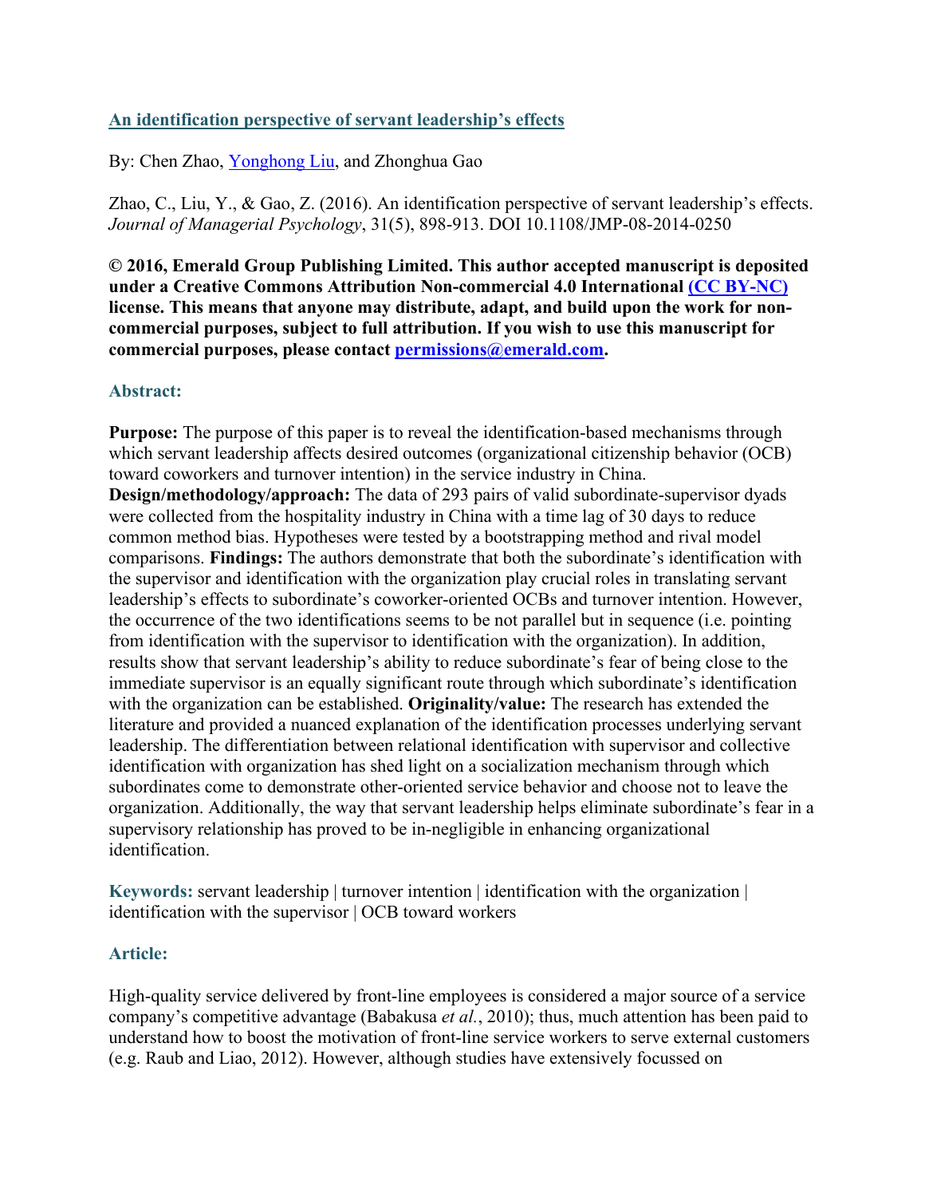# An identification perspective of servant leadership's effects

By: Chen Zhao, Yonghong Liu, and Zhonghua Gao

Zhao, C., Liu, Y., & Gao, Z. (2016). An identification perspective of servant leadership's effects. *Journal of Managerial Psychology*, 31(5), 898-913. DOI 10.1108/JMP-08-2014-0250

**© 2016, Emerald Group Publishing Limited. This author accepted manuscript is deposited under a Creative Commons Attribution Non-commercial 4.0 International (CC BY-NC) license. This means that anyone may distribute, adapt, and build upon the work for non-commercial purposes, subject to full attribution. If you wish to use this manuscript for commercial purposes, please contact permissions@emerald.com.**

## Abstract:

**Purpose:** The purpose of this paper is to reveal the identification-based mechanisms through which servant leadership affects desired outcomes (organizational citizenship behavior (OCB) toward coworkers and turnover intention) in the service industry in China.
**Design/methodology/approach:** The data of 293 pairs of valid subordinate-supervisor dyads were collected from the hospitality industry in China with a time lag of 30 days to reduce common method bias. Hypotheses were tested by a bootstrapping method and rival model comparisons. **Findings:** The authors demonstrate that both the subordinate's identification with the supervisor and identification with the organization play crucial roles in translating servant leadership's effects to subordinate's coworker-oriented OCBs and turnover intention. However, the occurrence of the two identifications seems to be not parallel but in sequence (i.e. pointing from identification with the supervisor to identification with the organization). In addition, results show that servant leadership's ability to reduce subordinate's fear of being close to the immediate supervisor is an equally significant route through which subordinate's identification with the organization can be established. **Originality/value:** The research has extended the literature and provided a nuanced explanation of the identification processes underlying servant leadership. The differentiation between relational identification with supervisor and collective identification with organization has shed light on a socialization mechanism through which subordinates come to demonstrate other-oriented service behavior and choose not to leave the organization. Additionally, the way that servant leadership helps eliminate subordinate's fear in a supervisory relationship has proved to be in-negligible in enhancing organizational identification.

**Keywords:** servant leadership | turnover intention | identification with the organization | identification with the supervisor | OCB toward workers

## Article:

High-quality service delivered by front-line employees is considered a major source of a service company's competitive advantage (Babakusa *et al.*, 2010); thus, much attention has been paid to understand how to boost the motivation of front-line service workers to serve external customers (e.g. Raub and Liao, 2012). However, although studies have extensively focussed on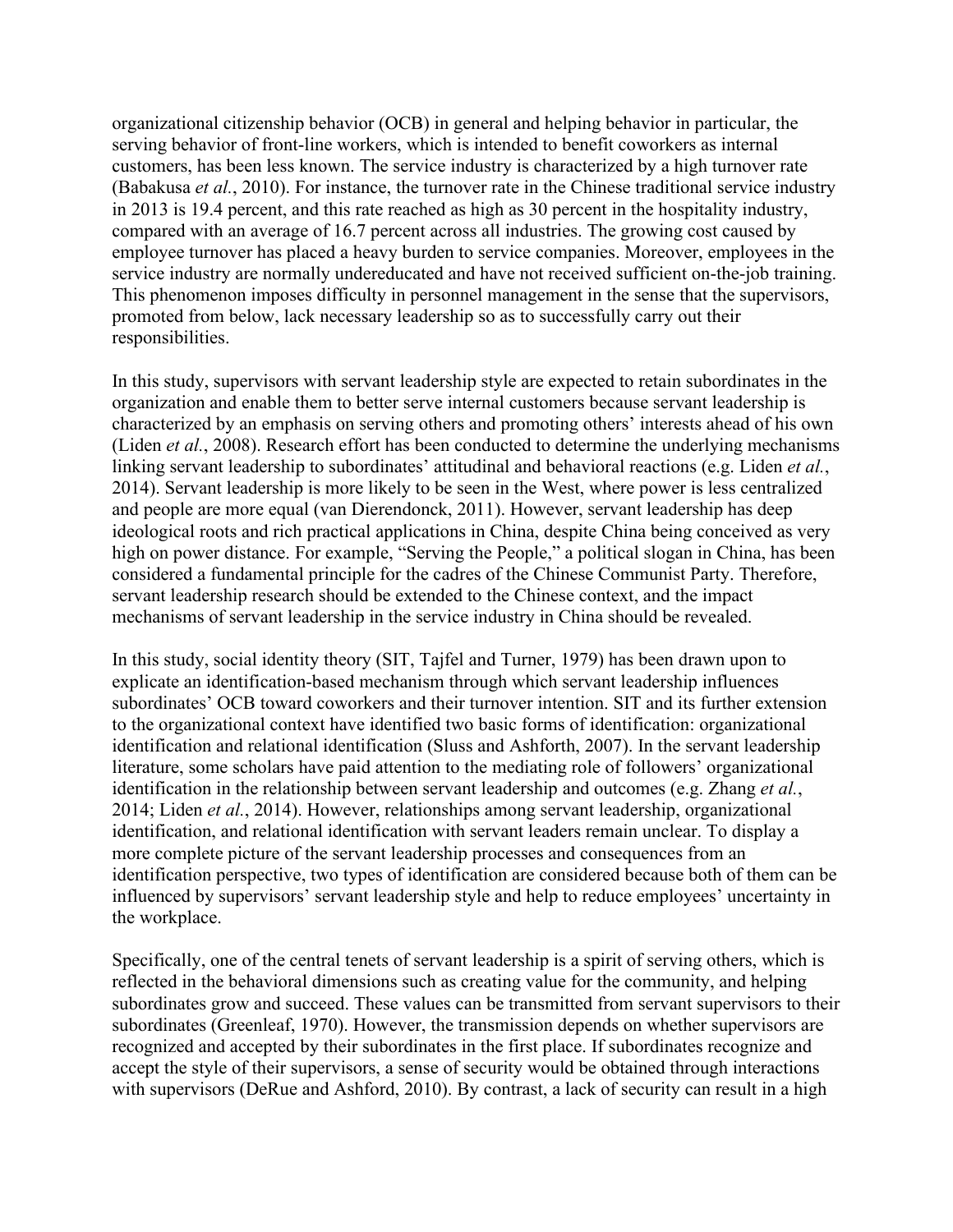organizational citizenship behavior (OCB) in general and helping behavior in particular, the serving behavior of front-line workers, which is intended to benefit coworkers as internal customers, has been less known. The service industry is characterized by a high turnover rate (Babakusa *et al.*, 2010). For instance, the turnover rate in the Chinese traditional service industry in 2013 is 19.4 percent, and this rate reached as high as 30 percent in the hospitality industry, compared with an average of 16.7 percent across all industries. The growing cost caused by employee turnover has placed a heavy burden to service companies. Moreover, employees in the service industry are normally undereducated and have not received sufficient on-the-job training. This phenomenon imposes difficulty in personnel management in the sense that the supervisors, promoted from below, lack necessary leadership so as to successfully carry out their responsibilities.

In this study, supervisors with servant leadership style are expected to retain subordinates in the organization and enable them to better serve internal customers because servant leadership is characterized by an emphasis on serving others and promoting others' interests ahead of his own (Liden *et al.*, 2008). Research effort has been conducted to determine the underlying mechanisms linking servant leadership to subordinates' attitudinal and behavioral reactions (e.g. Liden *et al.*, 2014). Servant leadership is more likely to be seen in the West, where power is less centralized and people are more equal (van Dierendonck, 2011). However, servant leadership has deep ideological roots and rich practical applications in China, despite China being conceived as very high on power distance. For example, "Serving the People," a political slogan in China, has been considered a fundamental principle for the cadres of the Chinese Communist Party. Therefore, servant leadership research should be extended to the Chinese context, and the impact mechanisms of servant leadership in the service industry in China should be revealed.

In this study, social identity theory (SIT, Tajfel and Turner, 1979) has been drawn upon to explicate an identification-based mechanism through which servant leadership influences subordinates' OCB toward coworkers and their turnover intention. SIT and its further extension to the organizational context have identified two basic forms of identification: organizational identification and relational identification (Sluss and Ashforth, 2007). In the servant leadership literature, some scholars have paid attention to the mediating role of followers' organizational identification in the relationship between servant leadership and outcomes (e.g. Zhang *et al.*, 2014; Liden *et al.*, 2014). However, relationships among servant leadership, organizational identification, and relational identification with servant leaders remain unclear. To display a more complete picture of the servant leadership processes and consequences from an identification perspective, two types of identification are considered because both of them can be influenced by supervisors' servant leadership style and help to reduce employees' uncertainty in the workplace.

Specifically, one of the central tenets of servant leadership is a spirit of serving others, which is reflected in the behavioral dimensions such as creating value for the community, and helping subordinates grow and succeed. These values can be transmitted from servant supervisors to their subordinates (Greenleaf, 1970). However, the transmission depends on whether supervisors are recognized and accepted by their subordinates in the first place. If subordinates recognize and accept the style of their supervisors, a sense of security would be obtained through interactions with supervisors (DeRue and Ashford, 2010). By contrast, a lack of security can result in a high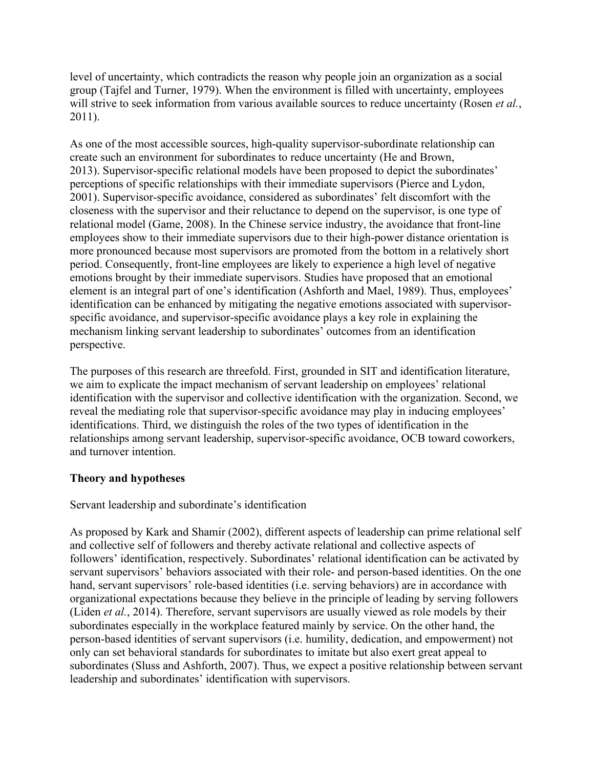level of uncertainty, which contradicts the reason why people join an organization as a social group (Tajfel and Turner, 1979). When the environment is filled with uncertainty, employees will strive to seek information from various available sources to reduce uncertainty (Rosen *et al.*, 2011).

As one of the most accessible sources, high-quality supervisor-subordinate relationship can create such an environment for subordinates to reduce uncertainty (He and Brown, 2013). Supervisor-specific relational models have been proposed to depict the subordinates' perceptions of specific relationships with their immediate supervisors (Pierce and Lydon, 2001). Supervisor-specific avoidance, considered as subordinates' felt discomfort with the closeness with the supervisor and their reluctance to depend on the supervisor, is one type of relational model (Game, 2008). In the Chinese service industry, the avoidance that front-line employees show to their immediate supervisors due to their high-power distance orientation is more pronounced because most supervisors are promoted from the bottom in a relatively short period. Consequently, front-line employees are likely to experience a high level of negative emotions brought by their immediate supervisors. Studies have proposed that an emotional element is an integral part of one's identification (Ashforth and Mael, 1989). Thus, employees' identification can be enhanced by mitigating the negative emotions associated with supervisor-specific avoidance, and supervisor-specific avoidance plays a key role in explaining the mechanism linking servant leadership to subordinates' outcomes from an identification perspective.

The purposes of this research are threefold. First, grounded in SIT and identification literature, we aim to explicate the impact mechanism of servant leadership on employees' relational identification with the supervisor and collective identification with the organization. Second, we reveal the mediating role that supervisor-specific avoidance may play in inducing employees' identifications. Third, we distinguish the roles of the two types of identification in the relationships among servant leadership, supervisor-specific avoidance, OCB toward coworkers, and turnover intention.

## Theory and hypotheses

### Servant leadership and subordinate's identification

As proposed by Kark and Shamir (2002), different aspects of leadership can prime relational self and collective self of followers and thereby activate relational and collective aspects of followers' identification, respectively. Subordinates' relational identification can be activated by servant supervisors' behaviors associated with their role- and person-based identities. On the one hand, servant supervisors' role-based identities (i.e. serving behaviors) are in accordance with organizational expectations because they believe in the principle of leading by serving followers (Liden *et al.*, 2014). Therefore, servant supervisors are usually viewed as role models by their subordinates especially in the workplace featured mainly by service. On the other hand, the person-based identities of servant supervisors (i.e. humility, dedication, and empowerment) not only can set behavioral standards for subordinates to imitate but also exert great appeal to subordinates (Sluss and Ashforth, 2007). Thus, we expect a positive relationship between servant leadership and subordinates' identification with supervisors.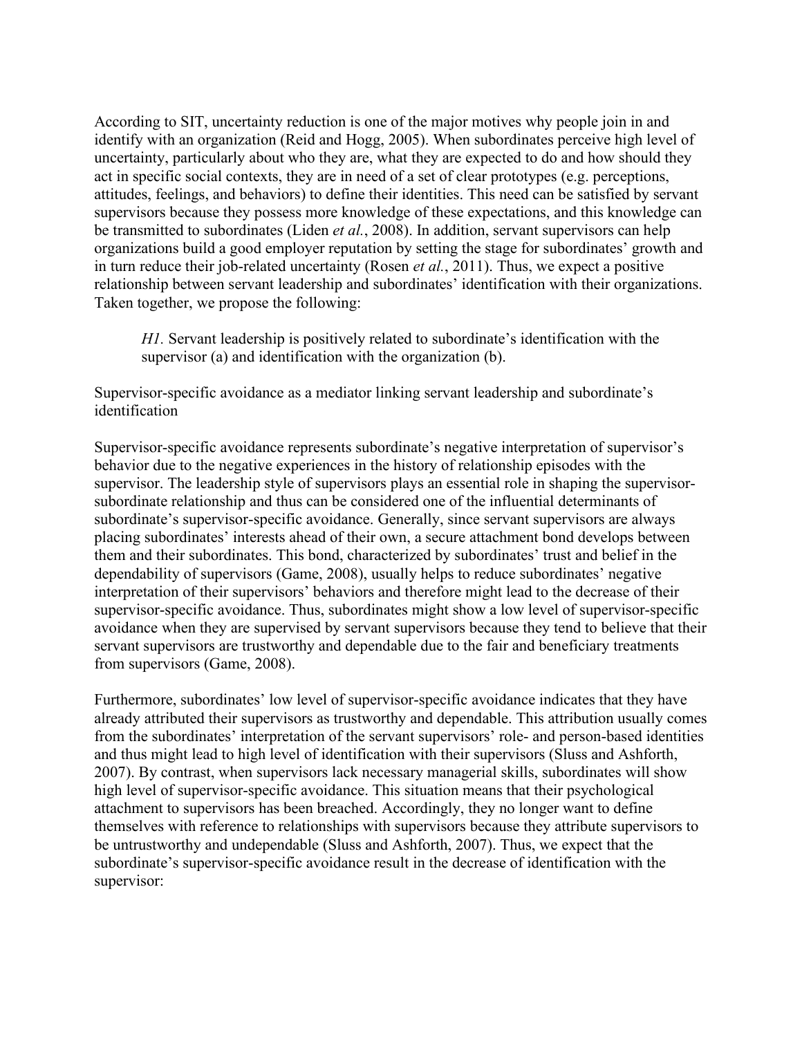According to SIT, uncertainty reduction is one of the major motives why people join in and identify with an organization (Reid and Hogg, 2005). When subordinates perceive high level of uncertainty, particularly about who they are, what they are expected to do and how should they act in specific social contexts, they are in need of a set of clear prototypes (e.g. perceptions, attitudes, feelings, and behaviors) to define their identities. This need can be satisfied by servant supervisors because they possess more knowledge of these expectations, and this knowledge can be transmitted to subordinates (Liden *et al.*, 2008). In addition, servant supervisors can help organizations build a good employer reputation by setting the stage for subordinates' growth and in turn reduce their job-related uncertainty (Rosen *et al.*, 2011). Thus, we expect a positive relationship between servant leadership and subordinates' identification with their organizations. Taken together, we propose the following:

> *H1.* Servant leadership is positively related to subordinate's identification with the supervisor (a) and identification with the organization (b).

## Supervisor-specific avoidance as a mediator linking servant leadership and subordinate's identification

Supervisor-specific avoidance represents subordinate's negative interpretation of supervisor's behavior due to the negative experiences in the history of relationship episodes with the supervisor. The leadership style of supervisors plays an essential role in shaping the supervisor-subordinate relationship and thus can be considered one of the influential determinants of subordinate's supervisor-specific avoidance. Generally, since servant supervisors are always placing subordinates' interests ahead of their own, a secure attachment bond develops between them and their subordinates. This bond, characterized by subordinates' trust and belief in the dependability of supervisors (Game, 2008), usually helps to reduce subordinates' negative interpretation of their supervisors' behaviors and therefore might lead to the decrease of their supervisor-specific avoidance. Thus, subordinates might show a low level of supervisor-specific avoidance when they are supervised by servant supervisors because they tend to believe that their servant supervisors are trustworthy and dependable due to the fair and beneficiary treatments from supervisors (Game, 2008).

Furthermore, subordinates' low level of supervisor-specific avoidance indicates that they have already attributed their supervisors as trustworthy and dependable. This attribution usually comes from the subordinates' interpretation of the servant supervisors' role- and person-based identities and thus might lead to high level of identification with their supervisors (Sluss and Ashforth, 2007). By contrast, when supervisors lack necessary managerial skills, subordinates will show high level of supervisor-specific avoidance. This situation means that their psychological attachment to supervisors has been breached. Accordingly, they no longer want to define themselves with reference to relationships with supervisors because they attribute supervisors to be untrustworthy and undependable (Sluss and Ashforth, 2007). Thus, we expect that the subordinate's supervisor-specific avoidance result in the decrease of identification with the supervisor: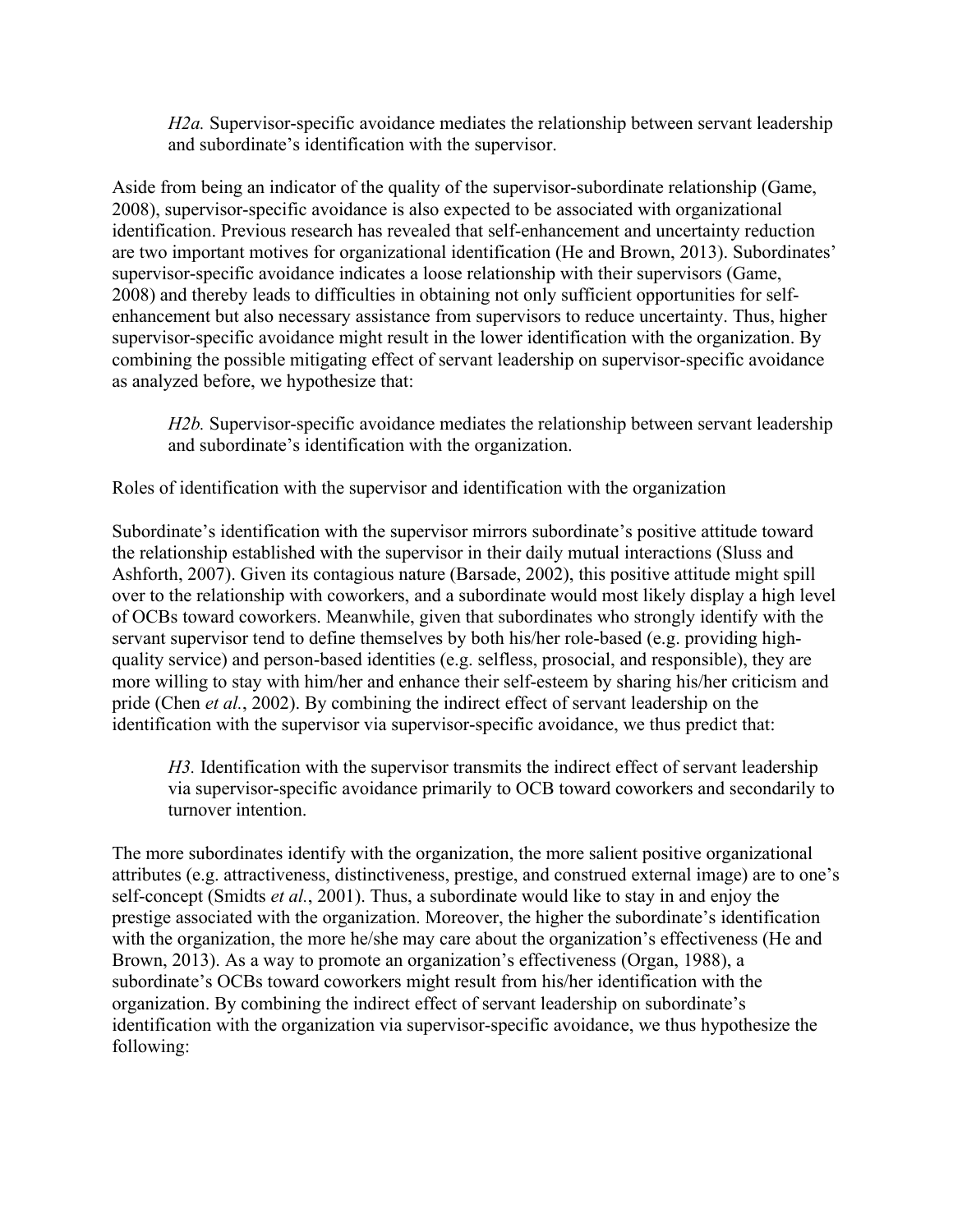*H2a.* Supervisor-specific avoidance mediates the relationship between servant leadership and subordinate's identification with the supervisor.

Aside from being an indicator of the quality of the supervisor-subordinate relationship (Game, 2008), supervisor-specific avoidance is also expected to be associated with organizational identification. Previous research has revealed that self-enhancement and uncertainty reduction are two important motives for organizational identification (He and Brown, 2013). Subordinates' supervisor-specific avoidance indicates a loose relationship with their supervisors (Game, 2008) and thereby leads to difficulties in obtaining not only sufficient opportunities for self-enhancement but also necessary assistance from supervisors to reduce uncertainty. Thus, higher supervisor-specific avoidance might result in the lower identification with the organization. By combining the possible mitigating effect of servant leadership on supervisor-specific avoidance as analyzed before, we hypothesize that:

*H2b.* Supervisor-specific avoidance mediates the relationship between servant leadership and subordinate's identification with the organization.

Roles of identification with the supervisor and identification with the organization

Subordinate's identification with the supervisor mirrors subordinate's positive attitude toward the relationship established with the supervisor in their daily mutual interactions (Sluss and Ashforth, 2007). Given its contagious nature (Barsade, 2002), this positive attitude might spill over to the relationship with coworkers, and a subordinate would most likely display a high level of OCBs toward coworkers. Meanwhile, given that subordinates who strongly identify with the servant supervisor tend to define themselves by both his/her role-based (e.g. providing high-quality service) and person-based identities (e.g. selfless, prosocial, and responsible), they are more willing to stay with him/her and enhance their self-esteem by sharing his/her criticism and pride (Chen *et al.*, 2002). By combining the indirect effect of servant leadership on the identification with the supervisor via supervisor-specific avoidance, we thus predict that:

*H3.* Identification with the supervisor transmits the indirect effect of servant leadership via supervisor-specific avoidance primarily to OCB toward coworkers and secondarily to turnover intention.

The more subordinates identify with the organization, the more salient positive organizational attributes (e.g. attractiveness, distinctiveness, prestige, and construed external image) are to one's self-concept (Smidts *et al.*, 2001). Thus, a subordinate would like to stay in and enjoy the prestige associated with the organization. Moreover, the higher the subordinate's identification with the organization, the more he/she may care about the organization's effectiveness (He and Brown, 2013). As a way to promote an organization's effectiveness (Organ, 1988), a subordinate's OCBs toward coworkers might result from his/her identification with the organization. By combining the indirect effect of servant leadership on subordinate's identification with the organization via supervisor-specific avoidance, we thus hypothesize the following: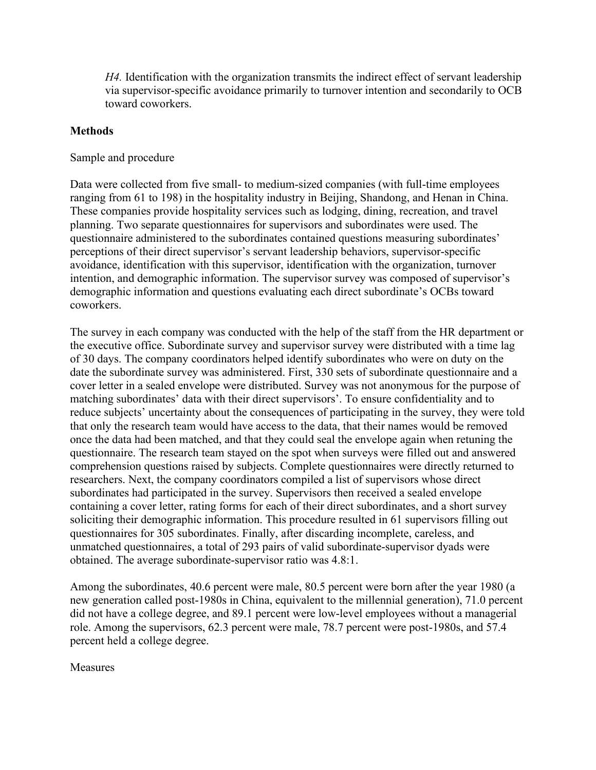*H4.* Identification with the organization transmits the indirect effect of servant leadership via supervisor-specific avoidance primarily to turnover intention and secondarily to OCB toward coworkers.

## Methods

### Sample and procedure

Data were collected from five small- to medium-sized companies (with full-time employees ranging from 61 to 198) in the hospitality industry in Beijing, Shandong, and Henan in China. These companies provide hospitality services such as lodging, dining, recreation, and travel planning. Two separate questionnaires for supervisors and subordinates were used. The questionnaire administered to the subordinates contained questions measuring subordinates' perceptions of their direct supervisor's servant leadership behaviors, supervisor-specific avoidance, identification with this supervisor, identification with the organization, turnover intention, and demographic information. The supervisor survey was composed of supervisor's demographic information and questions evaluating each direct subordinate's OCBs toward coworkers.

The survey in each company was conducted with the help of the staff from the HR department or the executive office. Subordinate survey and supervisor survey were distributed with a time lag of 30 days. The company coordinators helped identify subordinates who were on duty on the date the subordinate survey was administered. First, 330 sets of subordinate questionnaire and a cover letter in a sealed envelope were distributed. Survey was not anonymous for the purpose of matching subordinates' data with their direct supervisors'. To ensure confidentiality and to reduce subjects' uncertainty about the consequences of participating in the survey, they were told that only the research team would have access to the data, that their names would be removed once the data had been matched, and that they could seal the envelope again when retuning the questionnaire. The research team stayed on the spot when surveys were filled out and answered comprehension questions raised by subjects. Complete questionnaires were directly returned to researchers. Next, the company coordinators compiled a list of supervisors whose direct subordinates had participated in the survey. Supervisors then received a sealed envelope containing a cover letter, rating forms for each of their direct subordinates, and a short survey soliciting their demographic information. This procedure resulted in 61 supervisors filling out questionnaires for 305 subordinates. Finally, after discarding incomplete, careless, and unmatched questionnaires, a total of 293 pairs of valid subordinate-supervisor dyads were obtained. The average subordinate-supervisor ratio was 4.8:1.

Among the subordinates, 40.6 percent were male, 80.5 percent were born after the year 1980 (a new generation called post-1980s in China, equivalent to the millennial generation), 71.0 percent did not have a college degree, and 89.1 percent were low-level employees without a managerial role. Among the supervisors, 62.3 percent were male, 78.7 percent were post-1980s, and 57.4 percent held a college degree.

### Measures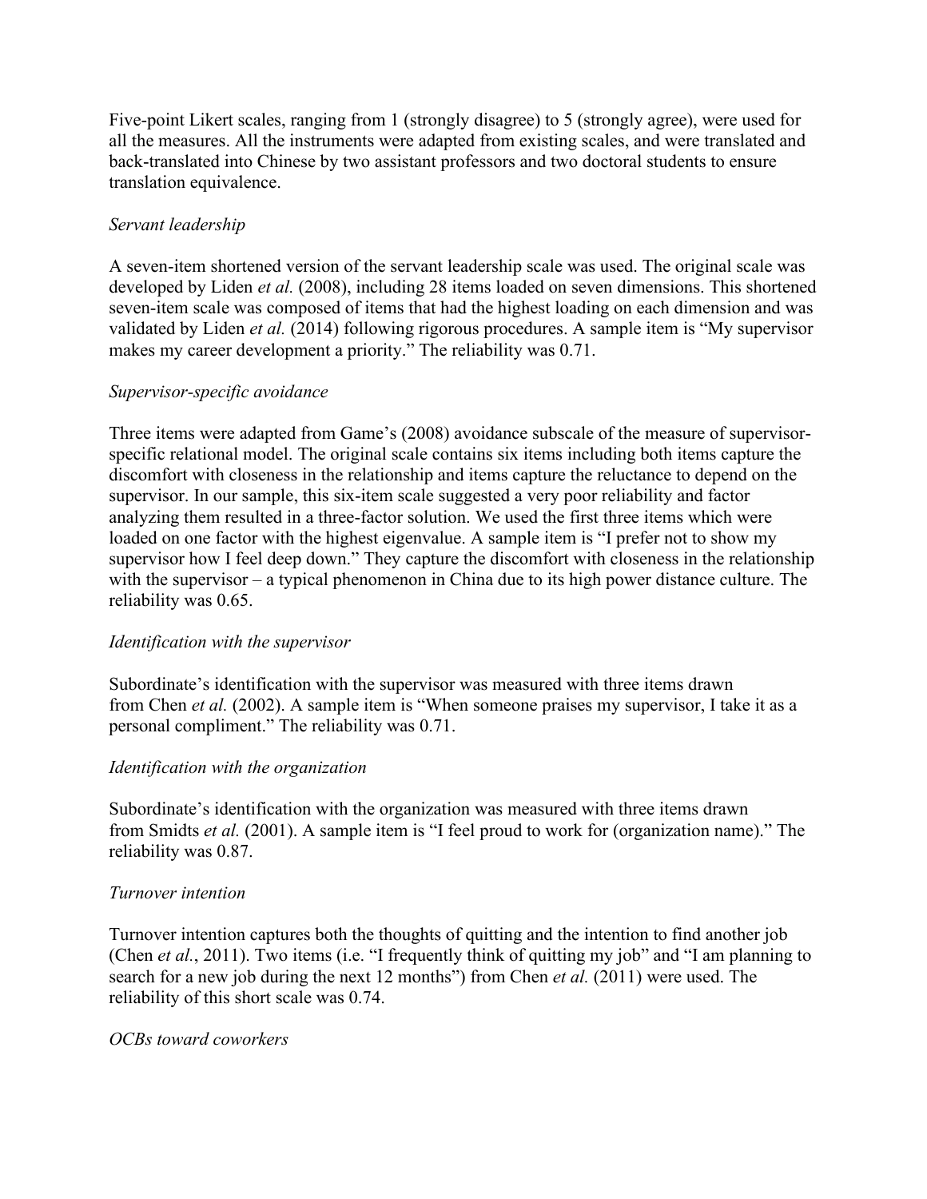Five-point Likert scales, ranging from 1 (strongly disagree) to 5 (strongly agree), were used for all the measures. All the instruments were adapted from existing scales, and were translated and back-translated into Chinese by two assistant professors and two doctoral students to ensure translation equivalence.

### *Servant leadership*

A seven-item shortened version of the servant leadership scale was used. The original scale was developed by Liden *et al.* (2008), including 28 items loaded on seven dimensions. This shortened seven-item scale was composed of items that had the highest loading on each dimension and was validated by Liden *et al.* (2014) following rigorous procedures. A sample item is "My supervisor makes my career development a priority." The reliability was 0.71.

### *Supervisor-specific avoidance*

Three items were adapted from Game's (2008) avoidance subscale of the measure of supervisor-specific relational model. The original scale contains six items including both items capture the discomfort with closeness in the relationship and items capture the reluctance to depend on the supervisor. In our sample, this six-item scale suggested a very poor reliability and factor analyzing them resulted in a three-factor solution. We used the first three items which were loaded on one factor with the highest eigenvalue. A sample item is "I prefer not to show my supervisor how I feel deep down." They capture the discomfort with closeness in the relationship with the supervisor – a typical phenomenon in China due to its high power distance culture. The reliability was 0.65.

### *Identification with the supervisor*

Subordinate's identification with the supervisor was measured with three items drawn from Chen *et al.* (2002). A sample item is "When someone praises my supervisor, I take it as a personal compliment." The reliability was 0.71.

### *Identification with the organization*

Subordinate's identification with the organization was measured with three items drawn from Smidts *et al.* (2001). A sample item is "I feel proud to work for (organization name)." The reliability was 0.87.

### *Turnover intention*

Turnover intention captures both the thoughts of quitting and the intention to find another job (Chen *et al.*, 2011). Two items (i.e. "I frequently think of quitting my job" and "I am planning to search for a new job during the next 12 months") from Chen *et al.* (2011) were used. The reliability of this short scale was 0.74.

### *OCBs toward coworkers*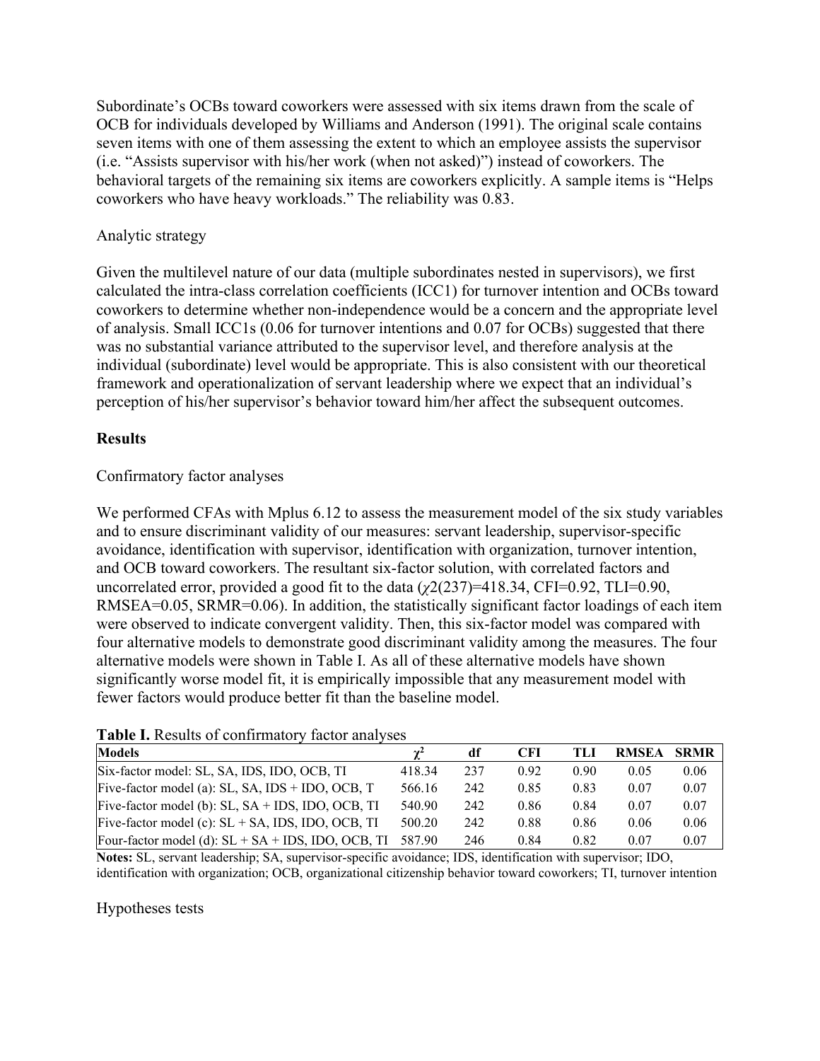Subordinate's OCBs toward coworkers were assessed with six items drawn from the scale of OCB for individuals developed by Williams and Anderson (1991). The original scale contains seven items with one of them assessing the extent to which an employee assists the supervisor (i.e. "Assists supervisor with his/her work (when not asked)") instead of coworkers. The behavioral targets of the remaining six items are coworkers explicitly. A sample items is "Helps coworkers who have heavy workloads." The reliability was 0.83.

Analytic strategy

Given the multilevel nature of our data (multiple subordinates nested in supervisors), we first calculated the intra-class correlation coefficients (ICC1) for turnover intention and OCBs toward coworkers to determine whether non-independence would be a concern and the appropriate level of analysis. Small ICC1s (0.06 for turnover intentions and 0.07 for OCBs) suggested that there was no substantial variance attributed to the supervisor level, and therefore analysis at the individual (subordinate) level would be appropriate. This is also consistent with our theoretical framework and operationalization of servant leadership where we expect that an individual's perception of his/her supervisor's behavior toward him/her affect the subsequent outcomes.

## Results

Confirmatory factor analyses

We performed CFAs with Mplus 6.12 to assess the measurement model of the six study variables and to ensure discriminant validity of our measures: servant leadership, supervisor-specific avoidance, identification with supervisor, identification with organization, turnover intention, and OCB toward coworkers. The resultant six-factor solution, with correlated factors and uncorrelated error, provided a good fit to the data ($\chi2(237)=418.34$, CFI=0.92, TLI=0.90, RMSEA=0.05, SRMR=0.06). In addition, the statistically significant factor loadings of each item were observed to indicate convergent validity. Then, this six-factor model was compared with four alternative models to demonstrate good discriminant validity among the measures. The four alternative models were shown in Table I. As all of these alternative models have shown significantly worse model fit, it is empirically impossible that any measurement model with fewer factors would produce better fit than the baseline model.

**Table I.** Results of confirmatory factor analyses

| Models | $\chi^2$ | df | CFI | TLI | RMSEA | SRMR |
|---|---|---|---|---|---|---|
| Six-factor model: SL, SA, IDS, IDO, OCB, TI | 418.34 | 237 | 0.92 | 0.90 | 0.05 | 0.06 |
| Five-factor model (a): SL, SA, IDS + IDO, OCB, T | 566.16 | 242 | 0.85 | 0.83 | 0.07 | 0.07 |
| Five-factor model (b): SL, SA + IDS, IDO, OCB, TI | 540.90 | 242 | 0.86 | 0.84 | 0.07 | 0.07 |
| Five-factor model (c): SL + SA, IDS, IDO, OCB, TI | 500.20 | 242 | 0.88 | 0.86 | 0.06 | 0.06 |
| Four-factor model (d): SL + SA + IDS, IDO, OCB, TI | 587.90 | 246 | 0.84 | 0.82 | 0.07 | 0.07 |

**Notes:** SL, servant leadership; SA, supervisor-specific avoidance; IDS, identification with supervisor; IDO, identification with organization; OCB, organizational citizenship behavior toward coworkers; TI, turnover intention

Hypotheses tests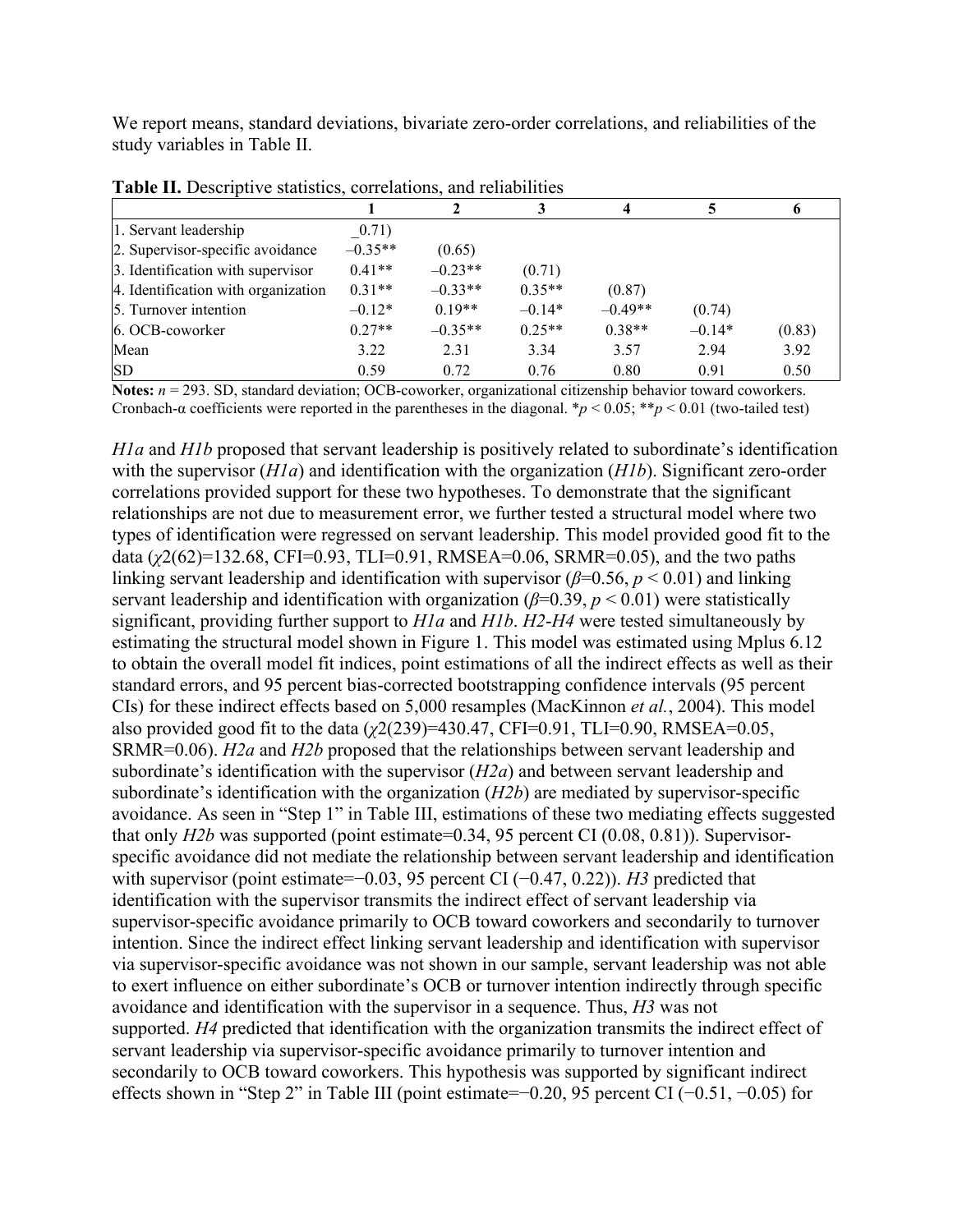We report means, standard deviations, bivariate zero-order correlations, and reliabilities of the study variables in Table II.

**Table II.** Descriptive statistics, correlations, and reliabilities

| | 1 | 2 | 3 | 4 | 5 | 6 |
|---|---|---|---|---|---|---|
| 1. Servant leadership | _0.71) | | | | | |
| 2. Supervisor-specific avoidance | –0.35** | (0.65) | | | | |
| 3. Identification with supervisor | 0.41** | –0.23** | (0.71) | | | |
| 4. Identification with organization | 0.31** | –0.33** | 0.35** | (0.87) | | |
| 5. Turnover intention | –0.12* | 0.19** | –0.14* | –0.49** | (0.74) | |
| 6. OCB-coworker | 0.27** | –0.35** | 0.25** | 0.38** | –0.14* | (0.83) |
| Mean | 3.22 | 2.31 | 3.34 | 3.57 | 2.94 | 3.92 |
| SD | 0.59 | 0.72 | 0.76 | 0.80 | 0.91 | 0.50 |

**Notes:** $n$ = 293. SD, standard deviation; OCB-coworker, organizational citizenship behavior toward coworkers. Cronbach-α coefficients were reported in the parentheses in the diagonal. \*$p < 0.05$; \*\*$p < 0.01$ (two-tailed test)

*H1a* and *H1b* proposed that servant leadership is positively related to subordinate's identification with the supervisor (*H1a*) and identification with the organization (*H1b*). Significant zero-order correlations provided support for these two hypotheses. To demonstrate that the significant relationships are not due to measurement error, we further tested a structural model where two types of identification were regressed on servant leadership. This model provided good fit to the data ($\chi2(62)$=132.68, CFI=0.93, TLI=0.91, RMSEA=0.06, SRMR=0.05), and the two paths linking servant leadership and identification with supervisor ($\beta$=0.56, $p < 0.01$) and linking servant leadership and identification with organization ($\beta$=0.39, $p < 0.01$) were statistically significant, providing further support to *H1a* and *H1b*. *H2-H4* were tested simultaneously by estimating the structural model shown in Figure 1. This model was estimated using Mplus 6.12 to obtain the overall model fit indices, point estimations of all the indirect effects as well as their standard errors, and 95 percent bias-corrected bootstrapping confidence intervals (95 percent CIs) for these indirect effects based on 5,000 resamples (MacKinnon *et al.*, 2004). This model also provided good fit to the data ($\chi2(239)$=430.47, CFI=0.91, TLI=0.90, RMSEA=0.05, SRMR=0.06). *H2a* and *H2b* proposed that the relationships between servant leadership and subordinate's identification with the supervisor (*H2a*) and between servant leadership and subordinate's identification with the organization (*H2b*) are mediated by supervisor-specific avoidance. As seen in "Step 1" in Table III, estimations of these two mediating effects suggested that only *H2b* was supported (point estimate=0.34, 95 percent CI (0.08, 0.81)). Supervisor-specific avoidance did not mediate the relationship between servant leadership and identification with supervisor (point estimate=−0.03, 95 percent CI (−0.47, 0.22)). *H3* predicted that identification with the supervisor transmits the indirect effect of servant leadership via supervisor-specific avoidance primarily to OCB toward coworkers and secondarily to turnover intention. Since the indirect effect linking servant leadership and identification with supervisor via supervisor-specific avoidance was not shown in our sample, servant leadership was not able to exert influence on either subordinate's OCB or turnover intention indirectly through specific avoidance and identification with the supervisor in a sequence. Thus, *H3* was not supported. *H4* predicted that identification with the organization transmits the indirect effect of servant leadership via supervisor-specific avoidance primarily to turnover intention and secondarily to OCB toward coworkers. This hypothesis was supported by significant indirect effects shown in "Step 2" in Table III (point estimate=−0.20, 95 percent CI (−0.51, −0.05) for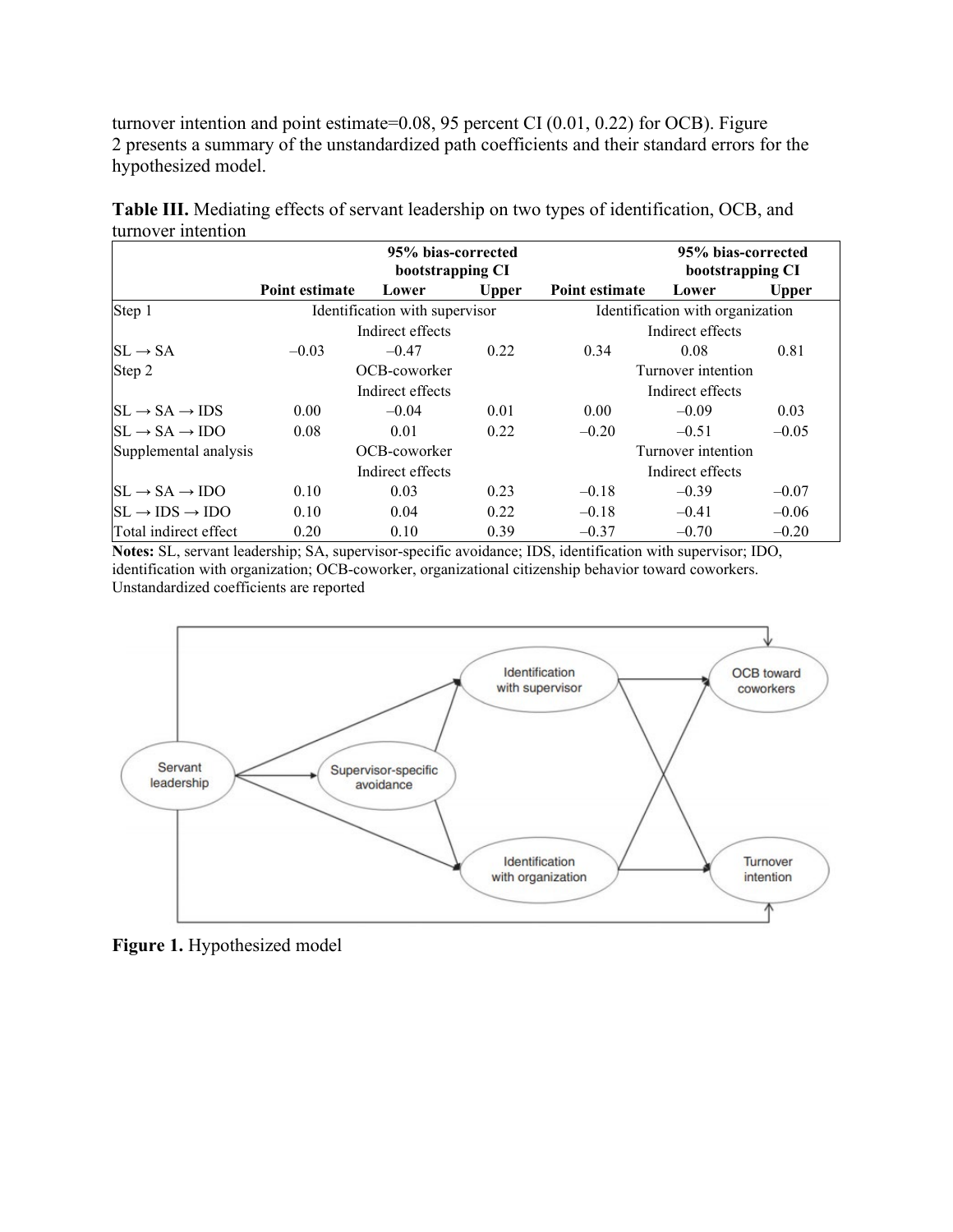turnover intention and point estimate=0.08, 95 percent CI (0.01, 0.22) for OCB). Figure 2 presents a summary of the unstandardized path coefficients and their standard errors for the hypothesized model.

**Table III.** Mediating effects of servant leadership on two types of identification, OCB, and turnover intention

| | Point estimate | 95% bias-corrected bootstrapping CI Lower | Upper | Point estimate | 95% bias-corrected bootstrapping CI Lower | Upper |
|---|---|---|---|---|---|---|
| Step 1 | | Identification with supervisor | | | Identification with organization | |
| | | Indirect effects | | | Indirect effects | |
| SL → SA | –0.03 | –0.47 | 0.22 | 0.34 | 0.08 | 0.81 |
| Step 2 | | OCB-coworker | | | Turnover intention | |
| | | Indirect effects | | | Indirect effects | |
| SL → SA → IDS | 0.00 | –0.04 | 0.01 | 0.00 | –0.09 | 0.03 |
| SL → SA → IDO | 0.08 | 0.01 | 0.22 | –0.20 | –0.51 | –0.05 |
| Supplemental analysis | | OCB-coworker | | | Turnover intention | |
| | | Indirect effects | | | Indirect effects | |
| SL → SA → IDO | 0.10 | 0.03 | 0.23 | –0.18 | –0.39 | –0.07 |
| SL → IDS → IDO | 0.10 | 0.04 | 0.22 | –0.18 | –0.41 | –0.06 |
| Total indirect effect | 0.20 | 0.10 | 0.39 | –0.37 | –0.70 | –0.20 |

**Notes:** SL, servant leadership; SA, supervisor-specific avoidance; IDS, identification with supervisor; IDO, identification with organization; OCB-coworker, organizational citizenship behavior toward coworkers. Unstandardized coefficients are reported

**Figure 1.** Hypothesized model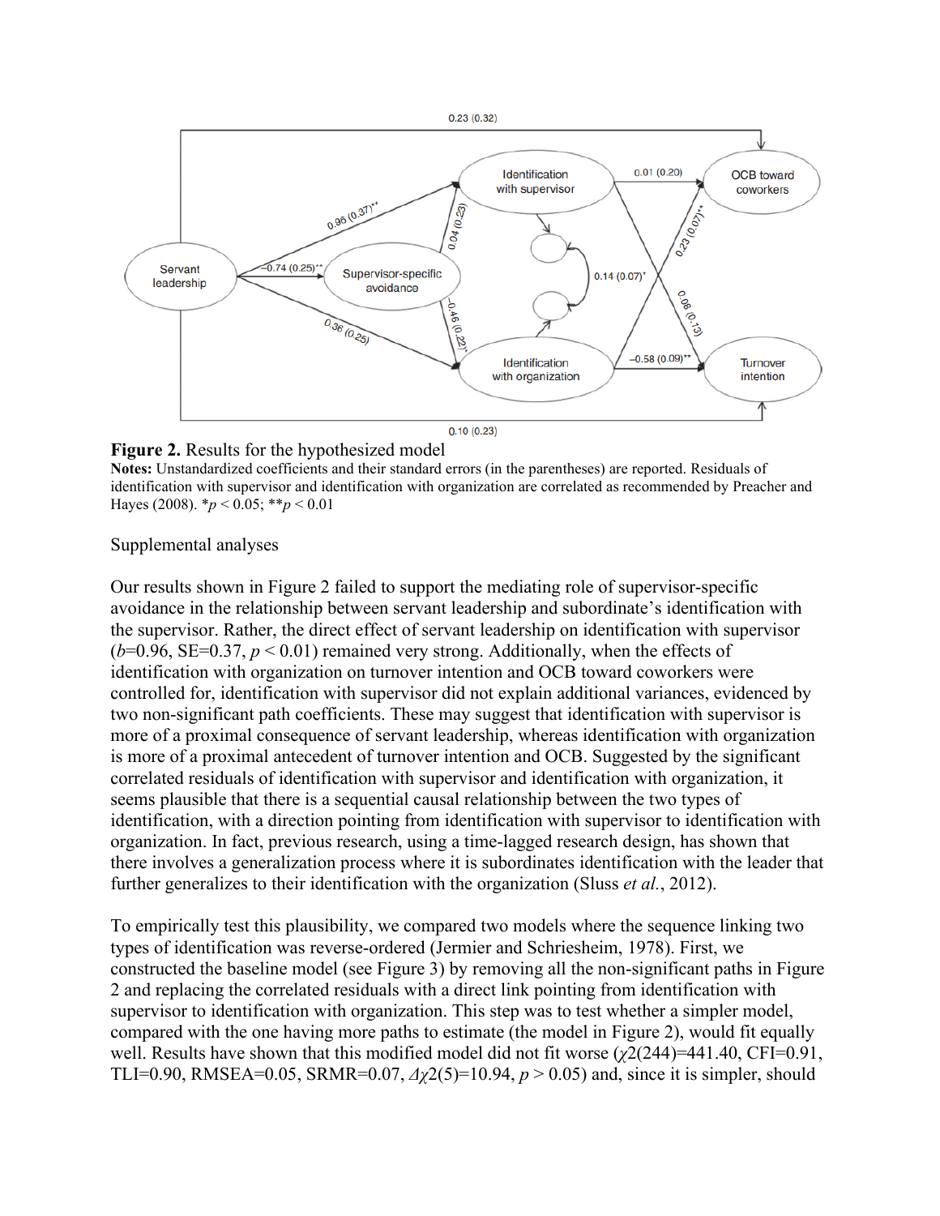**Figure 2.** Results for the hypothesized model

**Notes:** Unstandardized coefficients and their standard errors (in the parentheses) are reported. Residuals of identification with supervisor and identification with organization are correlated as recommended by Preacher and Hayes (2008). $^{*}p < 0.05$; $^{**}p < 0.01$

Supplemental analyses

Our results shown in Figure 2 failed to support the mediating role of supervisor-specific avoidance in the relationship between servant leadership and subordinate's identification with the supervisor. Rather, the direct effect of servant leadership on identification with supervisor ($b$=0.96, SE=0.37, $p < 0.01$) remained very strong. Additionally, when the effects of identification with organization on turnover intention and OCB toward coworkers were controlled for, identification with supervisor did not explain additional variances, evidenced by two non-significant path coefficients. These may suggest that identification with supervisor is more of a proximal consequence of servant leadership, whereas identification with organization is more of a proximal antecedent of turnover intention and OCB. Suggested by the significant correlated residuals of identification with supervisor and identification with organization, it seems plausible that there is a sequential causal relationship between the two types of identification, with a direction pointing from identification with supervisor to identification with organization. In fact, previous research, using a time-lagged research design, has shown that there involves a generalization process where it is subordinates identification with the leader that further generalizes to their identification with the organization (Sluss *et al.*, 2012).

To empirically test this plausibility, we compared two models where the sequence linking two types of identification was reverse-ordered (Jermier and Schriesheim, 1978). First, we constructed the baseline model (see Figure 3) by removing all the non-significant paths in Figure 2 and replacing the correlated residuals with a direct link pointing from identification with supervisor to identification with organization. This step was to test whether a simpler model, compared with the one having more paths to estimate (the model in Figure 2), would fit equally well. Results have shown that this modified model did not fit worse ($\chi^2(244)$=441.40, CFI=0.91, TLI=0.90, RMSEA=0.05, SRMR=0.07, $\Delta\chi^2(5)$=10.94, $p > 0.05$) and, since it is simpler, should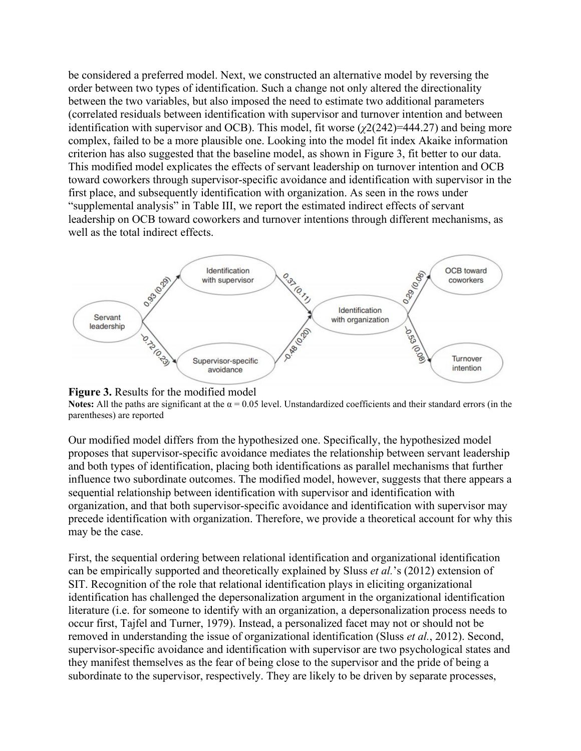be considered a preferred model. Next, we constructed an alternative model by reversing the order between two types of identification. Such a change not only altered the directionality between the two variables, but also imposed the need to estimate two additional parameters (correlated residuals between identification with supervisor and turnover intention and between identification with supervisor and OCB). This model, fit worse ($\chi 2(242)=444.27$) and being more complex, failed to be a more plausible one. Looking into the model fit index Akaike information criterion has also suggested that the baseline model, as shown in Figure 3, fit better to our data. This modified model explicates the effects of servant leadership on turnover intention and OCB toward coworkers through supervisor-specific avoidance and identification with supervisor in the first place, and subsequently identification with organization. As seen in the rows under "supplemental analysis" in Table III, we report the estimated indirect effects of servant leadership on OCB toward coworkers and turnover intentions through different mechanisms, as well as the total indirect effects.

**Figure 3.** Results for the modified model

**Notes:** All the paths are significant at the $\alpha = 0.05$ level. Unstandardized coefficients and their standard errors (in the parentheses) are reported

Our modified model differs from the hypothesized one. Specifically, the hypothesized model proposes that supervisor-specific avoidance mediates the relationship between servant leadership and both types of identification, placing both identifications as parallel mechanisms that further influence two subordinate outcomes. The modified model, however, suggests that there appears a sequential relationship between identification with supervisor and identification with organization, and that both supervisor-specific avoidance and identification with supervisor may precede identification with organization. Therefore, we provide a theoretical account for why this may be the case.

First, the sequential ordering between relational identification and organizational identification can be empirically supported and theoretically explained by Sluss *et al.*'s (2012) extension of SIT. Recognition of the role that relational identification plays in eliciting organizational identification has challenged the depersonalization argument in the organizational identification literature (i.e. for someone to identify with an organization, a depersonalization process needs to occur first, Tajfel and Turner, 1979). Instead, a personalized facet may not or should not be removed in understanding the issue of organizational identification (Sluss *et al.*, 2012). Second, supervisor-specific avoidance and identification with supervisor are two psychological states and they manifest themselves as the fear of being close to the supervisor and the pride of being a subordinate to the supervisor, respectively. They are likely to be driven by separate processes,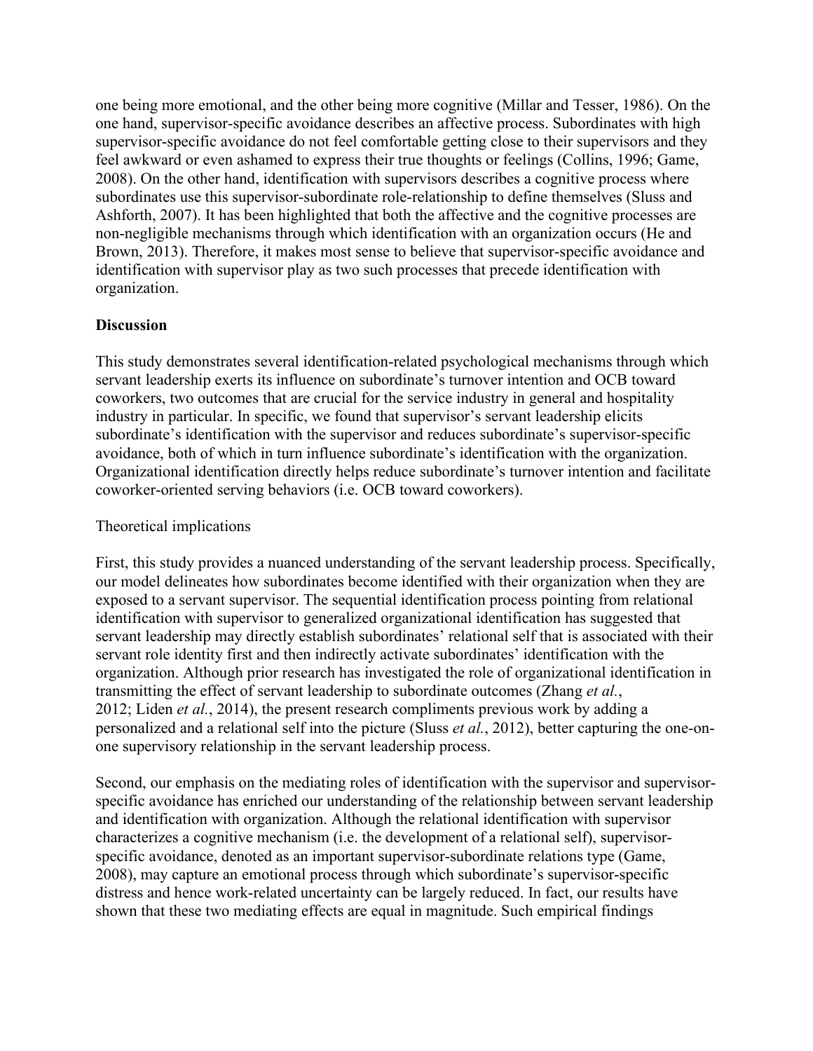one being more emotional, and the other being more cognitive (Millar and Tesser, 1986). On the one hand, supervisor-specific avoidance describes an affective process. Subordinates with high supervisor-specific avoidance do not feel comfortable getting close to their supervisors and they feel awkward or even ashamed to express their true thoughts or feelings (Collins, 1996; Game, 2008). On the other hand, identification with supervisors describes a cognitive process where subordinates use this supervisor-subordinate role-relationship to define themselves (Sluss and Ashforth, 2007). It has been highlighted that both the affective and the cognitive processes are non-negligible mechanisms through which identification with an organization occurs (He and Brown, 2013). Therefore, it makes most sense to believe that supervisor-specific avoidance and identification with supervisor play as two such processes that precede identification with organization.

## Discussion

This study demonstrates several identification-related psychological mechanisms through which servant leadership exerts its influence on subordinate's turnover intention and OCB toward coworkers, two outcomes that are crucial for the service industry in general and hospitality industry in particular. In specific, we found that supervisor's servant leadership elicits subordinate's identification with the supervisor and reduces subordinate's supervisor-specific avoidance, both of which in turn influence subordinate's identification with the organization. Organizational identification directly helps reduce subordinate's turnover intention and facilitate coworker-oriented serving behaviors (i.e. OCB toward coworkers).

### Theoretical implications

First, this study provides a nuanced understanding of the servant leadership process. Specifically, our model delineates how subordinates become identified with their organization when they are exposed to a servant supervisor. The sequential identification process pointing from relational identification with supervisor to generalized organizational identification has suggested that servant leadership may directly establish subordinates' relational self that is associated with their servant role identity first and then indirectly activate subordinates' identification with the organization. Although prior research has investigated the role of organizational identification in transmitting the effect of servant leadership to subordinate outcomes (Zhang *et al.*, 2012; Liden *et al.*, 2014), the present research compliments previous work by adding a personalized and a relational self into the picture (Sluss *et al.*, 2012), better capturing the one-on-one supervisory relationship in the servant leadership process.

Second, our emphasis on the mediating roles of identification with the supervisor and supervisor-specific avoidance has enriched our understanding of the relationship between servant leadership and identification with organization. Although the relational identification with supervisor characterizes a cognitive mechanism (i.e. the development of a relational self), supervisor-specific avoidance, denoted as an important supervisor-subordinate relations type (Game, 2008), may capture an emotional process through which subordinate's supervisor-specific distress and hence work-related uncertainty can be largely reduced. In fact, our results have shown that these two mediating effects are equal in magnitude. Such empirical findings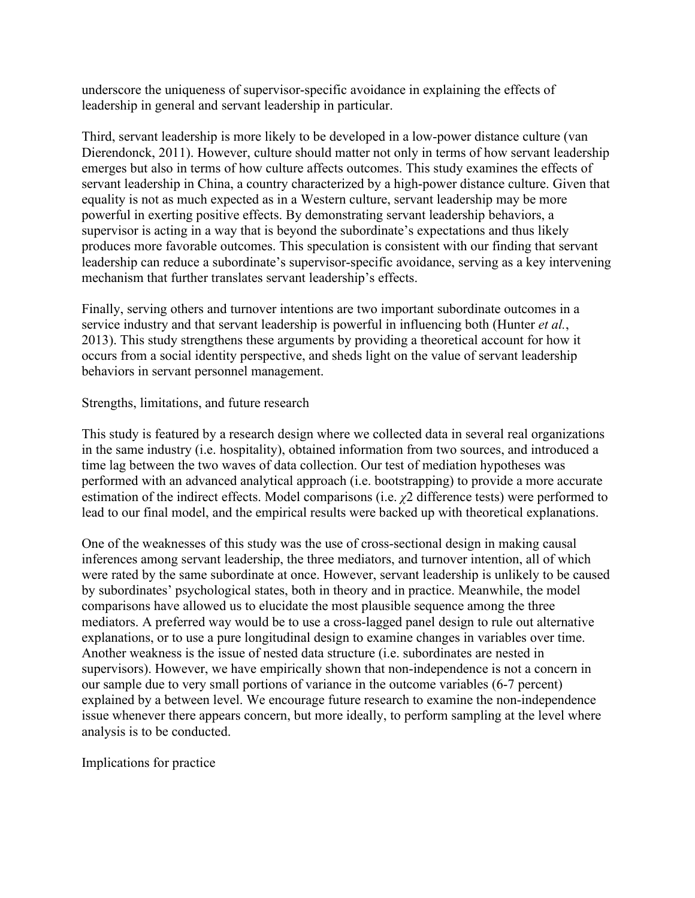underscore the uniqueness of supervisor-specific avoidance in explaining the effects of leadership in general and servant leadership in particular.

Third, servant leadership is more likely to be developed in a low-power distance culture (van Dierendonck, 2011). However, culture should matter not only in terms of how servant leadership emerges but also in terms of how culture affects outcomes. This study examines the effects of servant leadership in China, a country characterized by a high-power distance culture. Given that equality is not as much expected as in a Western culture, servant leadership may be more powerful in exerting positive effects. By demonstrating servant leadership behaviors, a supervisor is acting in a way that is beyond the subordinate's expectations and thus likely produces more favorable outcomes. This speculation is consistent with our finding that servant leadership can reduce a subordinate's supervisor-specific avoidance, serving as a key intervening mechanism that further translates servant leadership's effects.

Finally, serving others and turnover intentions are two important subordinate outcomes in a service industry and that servant leadership is powerful in influencing both (Hunter *et al.*, 2013). This study strengthens these arguments by providing a theoretical account for how it occurs from a social identity perspective, and sheds light on the value of servant leadership behaviors in servant personnel management.

## Strengths, limitations, and future research

This study is featured by a research design where we collected data in several real organizations in the same industry (i.e. hospitality), obtained information from two sources, and introduced a time lag between the two waves of data collection. Our test of mediation hypotheses was performed with an advanced analytical approach (i.e. bootstrapping) to provide a more accurate estimation of the indirect effects. Model comparisons (i.e. $\chi^2$ difference tests) were performed to lead to our final model, and the empirical results were backed up with theoretical explanations.

One of the weaknesses of this study was the use of cross-sectional design in making causal inferences among servant leadership, the three mediators, and turnover intention, all of which were rated by the same subordinate at once. However, servant leadership is unlikely to be caused by subordinates' psychological states, both in theory and in practice. Meanwhile, the model comparisons have allowed us to elucidate the most plausible sequence among the three mediators. A preferred way would be to use a cross-lagged panel design to rule out alternative explanations, or to use a pure longitudinal design to examine changes in variables over time. Another weakness is the issue of nested data structure (i.e. subordinates are nested in supervisors). However, we have empirically shown that non-independence is not a concern in our sample due to very small portions of variance in the outcome variables (6-7 percent) explained by a between level. We encourage future research to examine the non-independence issue whenever there appears concern, but more ideally, to perform sampling at the level where analysis is to be conducted.

## Implications for practice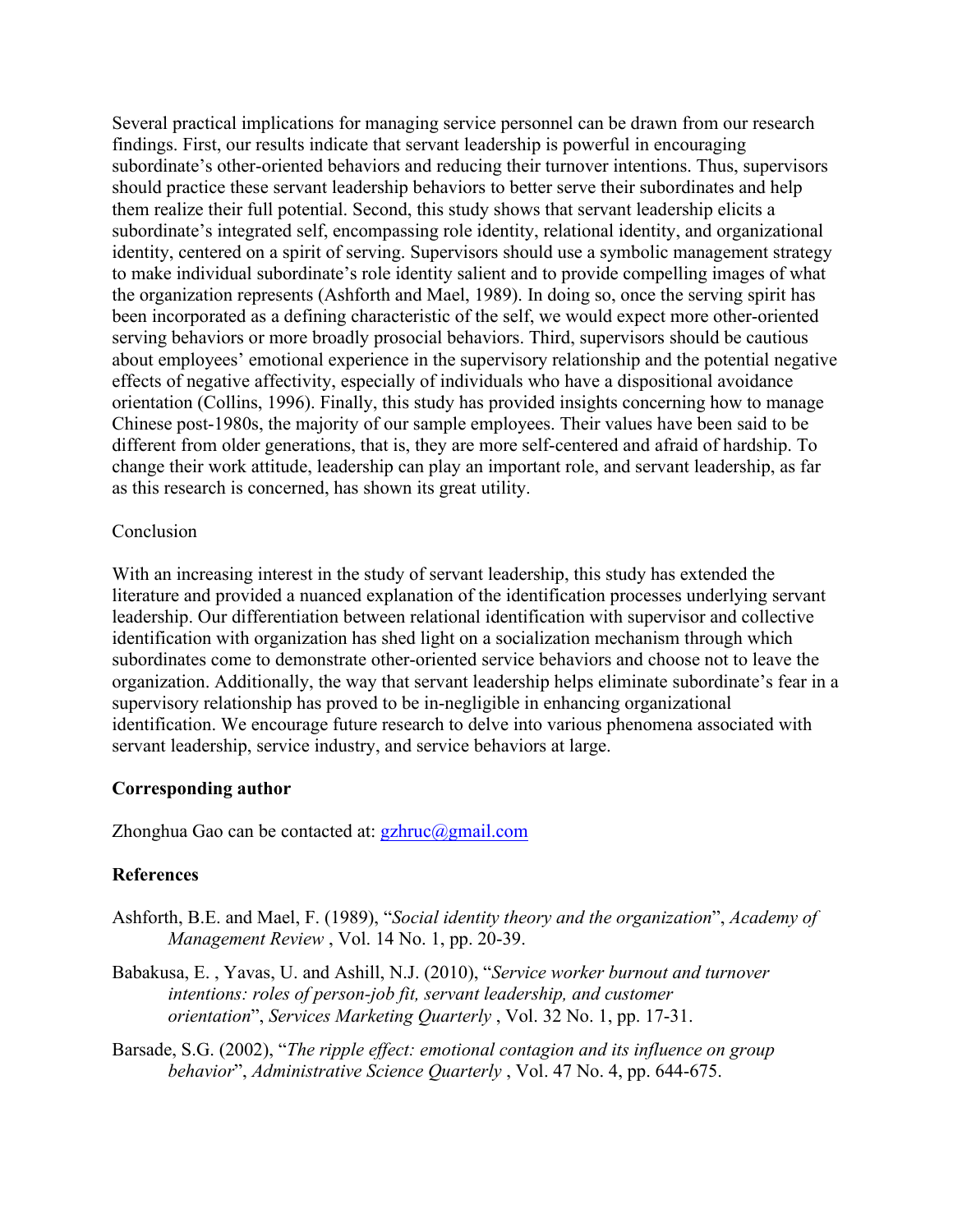Several practical implications for managing service personnel can be drawn from our research findings. First, our results indicate that servant leadership is powerful in encouraging subordinate's other-oriented behaviors and reducing their turnover intentions. Thus, supervisors should practice these servant leadership behaviors to better serve their subordinates and help them realize their full potential. Second, this study shows that servant leadership elicits a subordinate's integrated self, encompassing role identity, relational identity, and organizational identity, centered on a spirit of serving. Supervisors should use a symbolic management strategy to make individual subordinate's role identity salient and to provide compelling images of what the organization represents (Ashforth and Mael, 1989). In doing so, once the serving spirit has been incorporated as a defining characteristic of the self, we would expect more other-oriented serving behaviors or more broadly prosocial behaviors. Third, supervisors should be cautious about employees' emotional experience in the supervisory relationship and the potential negative effects of negative affectivity, especially of individuals who have a dispositional avoidance orientation (Collins, 1996). Finally, this study has provided insights concerning how to manage Chinese post-1980s, the majority of our sample employees. Their values have been said to be different from older generations, that is, they are more self-centered and afraid of hardship. To change their work attitude, leadership can play an important role, and servant leadership, as far as this research is concerned, has shown its great utility.

## Conclusion

With an increasing interest in the study of servant leadership, this study has extended the literature and provided a nuanced explanation of the identification processes underlying servant leadership. Our differentiation between relational identification with supervisor and collective identification with organization has shed light on a socialization mechanism through which subordinates come to demonstrate other-oriented service behaviors and choose not to leave the organization. Additionally, the way that servant leadership helps eliminate subordinate's fear in a supervisory relationship has proved to be in-negligible in enhancing organizational identification. We encourage future research to delve into various phenomena associated with servant leadership, service industry, and service behaviors at large.

## Corresponding author

Zhonghua Gao can be contacted at: gzhruc@gmail.com

## References

Ashforth, B.E. and Mael, F. (1989), "*Social identity theory and the organization*", *Academy of Management Review* , Vol. 14 No. 1, pp. 20-39.

Babakusa, E. , Yavas, U. and Ashill, N.J. (2010), "*Service worker burnout and turnover intentions: roles of person-job fit, servant leadership, and customer orientation*", *Services Marketing Quarterly* , Vol. 32 No. 1, pp. 17-31.

Barsade, S.G. (2002), "*The ripple effect: emotional contagion and its influence on group behavior*", *Administrative Science Quarterly* , Vol. 47 No. 4, pp. 644-675.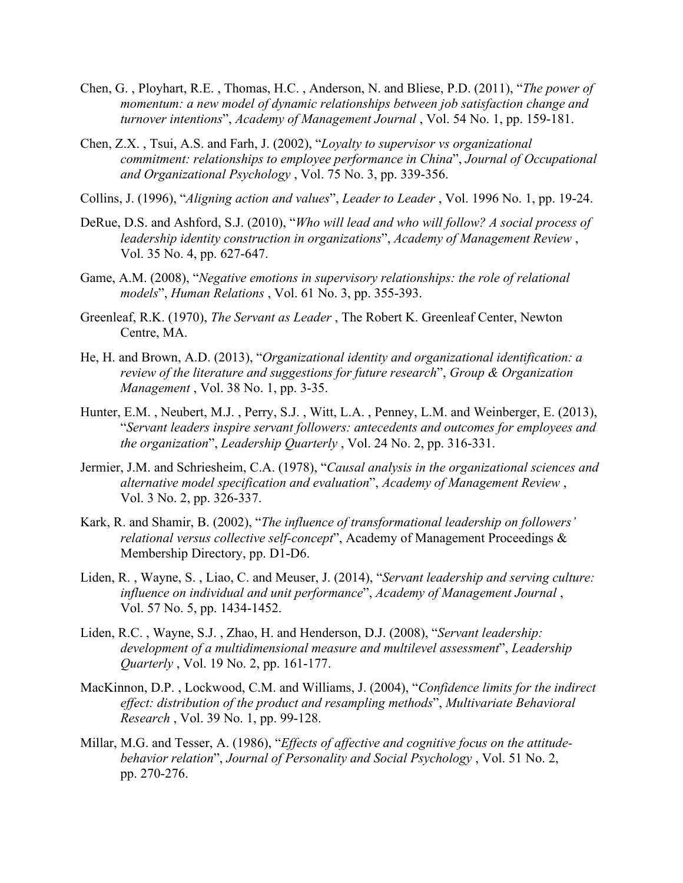Chen, G. , Ployhart, R.E. , Thomas, H.C. , Anderson, N. and Bliese, P.D. (2011), "*The power of momentum: a new model of dynamic relationships between job satisfaction change and turnover intentions*", *Academy of Management Journal* , Vol. 54 No. 1, pp. 159-181.

Chen, Z.X. , Tsui, A.S. and Farh, J. (2002), "*Loyalty to supervisor vs organizational commitment: relationships to employee performance in China*", *Journal of Occupational and Organizational Psychology* , Vol. 75 No. 3, pp. 339-356.

Collins, J. (1996), "*Aligning action and values*", *Leader to Leader* , Vol. 1996 No. 1, pp. 19-24.

DeRue, D.S. and Ashford, S.J. (2010), "*Who will lead and who will follow? A social process of leadership identity construction in organizations*", *Academy of Management Review* , Vol. 35 No. 4, pp. 627-647.

Game, A.M. (2008), "*Negative emotions in supervisory relationships: the role of relational models*", *Human Relations* , Vol. 61 No. 3, pp. 355-393.

Greenleaf, R.K. (1970), *The Servant as Leader* , The Robert K. Greenleaf Center, Newton Centre, MA.

He, H. and Brown, A.D. (2013), "*Organizational identity and organizational identification: a review of the literature and suggestions for future research*", *Group & Organization Management* , Vol. 38 No. 1, pp. 3-35.

Hunter, E.M. , Neubert, M.J. , Perry, S.J. , Witt, L.A. , Penney, L.M. and Weinberger, E. (2013), "*Servant leaders inspire servant followers: antecedents and outcomes for employees and the organization*", *Leadership Quarterly* , Vol. 24 No. 2, pp. 316-331.

Jermier, J.M. and Schriesheim, C.A. (1978), "*Causal analysis in the organizational sciences and alternative model specification and evaluation*", *Academy of Management Review* , Vol. 3 No. 2, pp. 326-337.

Kark, R. and Shamir, B. (2002), "*The influence of transformational leadership on followers' relational versus collective self-concept*", Academy of Management Proceedings & Membership Directory, pp. D1-D6.

Liden, R. , Wayne, S. , Liao, C. and Meuser, J. (2014), "*Servant leadership and serving culture: influence on individual and unit performance*", *Academy of Management Journal* , Vol. 57 No. 5, pp. 1434-1452.

Liden, R.C. , Wayne, S.J. , Zhao, H. and Henderson, D.J. (2008), "*Servant leadership: development of a multidimensional measure and multilevel assessment*", *Leadership Quarterly* , Vol. 19 No. 2, pp. 161-177.

MacKinnon, D.P. , Lockwood, C.M. and Williams, J. (2004), "*Confidence limits for the indirect effect: distribution of the product and resampling methods*", *Multivariate Behavioral Research* , Vol. 39 No. 1, pp. 99-128.

Millar, M.G. and Tesser, A. (1986), "*Effects of affective and cognitive focus on the attitude-behavior relation*", *Journal of Personality and Social Psychology* , Vol. 51 No. 2, pp. 270-276.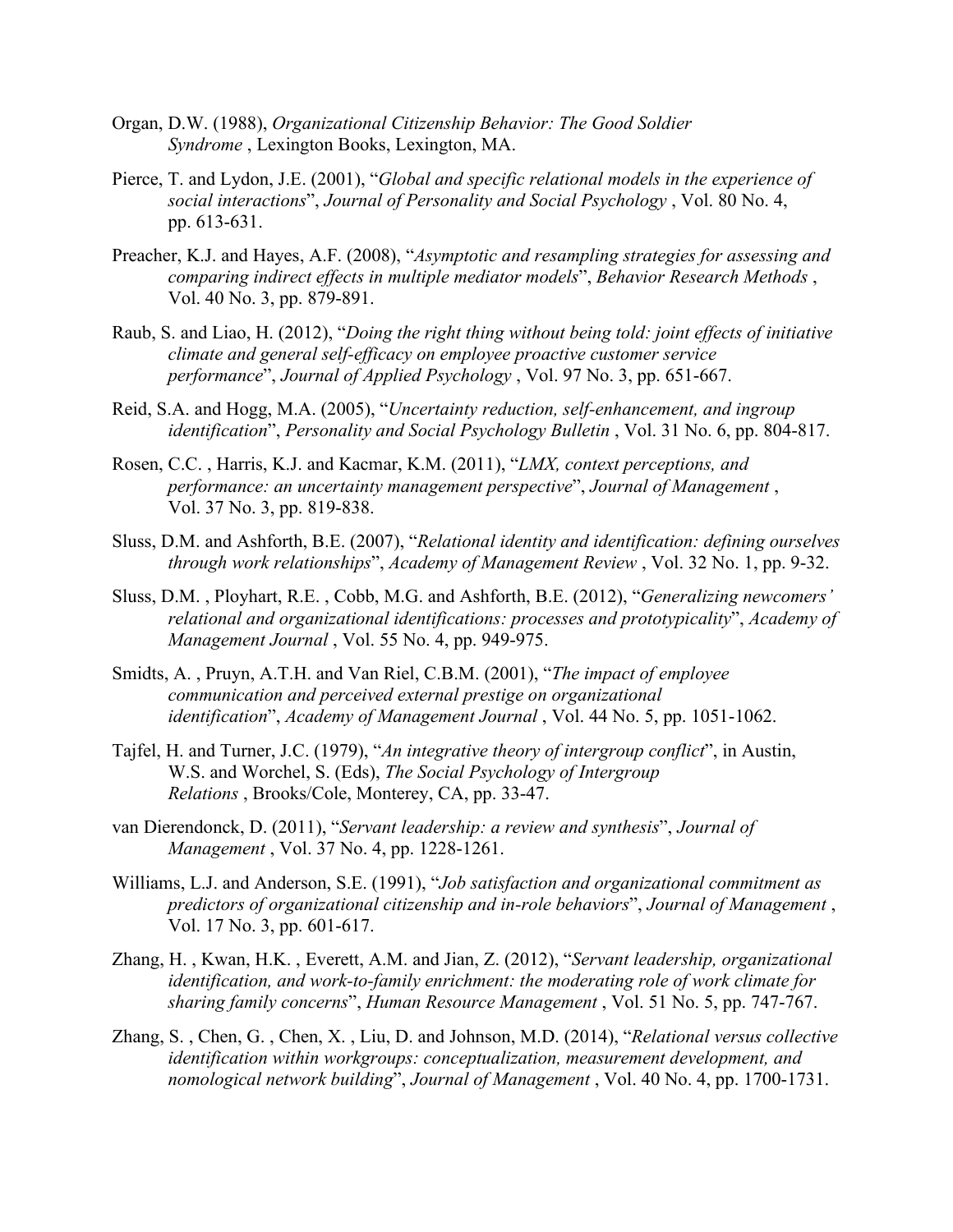Organ, D.W. (1988), *Organizational Citizenship Behavior: The Good Soldier Syndrome* , Lexington Books, Lexington, MA.

Pierce, T. and Lydon, J.E. (2001), "*Global and specific relational models in the experience of social interactions*", *Journal of Personality and Social Psychology* , Vol. 80 No. 4, pp. 613-631.

Preacher, K.J. and Hayes, A.F. (2008), "*Asymptotic and resampling strategies for assessing and comparing indirect effects in multiple mediator models*", *Behavior Research Methods* , Vol. 40 No. 3, pp. 879-891.

Raub, S. and Liao, H. (2012), "*Doing the right thing without being told: joint effects of initiative climate and general self-efficacy on employee proactive customer service performance*", *Journal of Applied Psychology* , Vol. 97 No. 3, pp. 651-667.

Reid, S.A. and Hogg, M.A. (2005), "*Uncertainty reduction, self-enhancement, and ingroup identification*", *Personality and Social Psychology Bulletin* , Vol. 31 No. 6, pp. 804-817.

Rosen, C.C. , Harris, K.J. and Kacmar, K.M. (2011), "*LMX, context perceptions, and performance: an uncertainty management perspective*", *Journal of Management* , Vol. 37 No. 3, pp. 819-838.

Sluss, D.M. and Ashforth, B.E. (2007), "*Relational identity and identification: defining ourselves through work relationships*", *Academy of Management Review* , Vol. 32 No. 1, pp. 9-32.

Sluss, D.M. , Ployhart, R.E. , Cobb, M.G. and Ashforth, B.E. (2012), "*Generalizing newcomers' relational and organizational identifications: processes and prototypicality*", *Academy of Management Journal* , Vol. 55 No. 4, pp. 949-975.

Smidts, A. , Pruyn, A.T.H. and Van Riel, C.B.M. (2001), "*The impact of employee communication and perceived external prestige on organizational identification*", *Academy of Management Journal* , Vol. 44 No. 5, pp. 1051-1062.

Tajfel, H. and Turner, J.C. (1979), "*An integrative theory of intergroup conflict*", in Austin, W.S. and Worchel, S. (Eds), *The Social Psychology of Intergroup Relations* , Brooks/Cole, Monterey, CA, pp. 33-47.

van Dierendonck, D. (2011), "*Servant leadership: a review and synthesis*", *Journal of Management* , Vol. 37 No. 4, pp. 1228-1261.

Williams, L.J. and Anderson, S.E. (1991), "*Job satisfaction and organizational commitment as predictors of organizational citizenship and in-role behaviors*", *Journal of Management* , Vol. 17 No. 3, pp. 601-617.

Zhang, H. , Kwan, H.K. , Everett, A.M. and Jian, Z. (2012), "*Servant leadership, organizational identification, and work-to-family enrichment: the moderating role of work climate for sharing family concerns*", *Human Resource Management* , Vol. 51 No. 5, pp. 747-767.

Zhang, S. , Chen, G. , Chen, X. , Liu, D. and Johnson, M.D. (2014), "*Relational versus collective identification within workgroups: conceptualization, measurement development, and nomological network building*", *Journal of Management* , Vol. 40 No. 4, pp. 1700-1731.